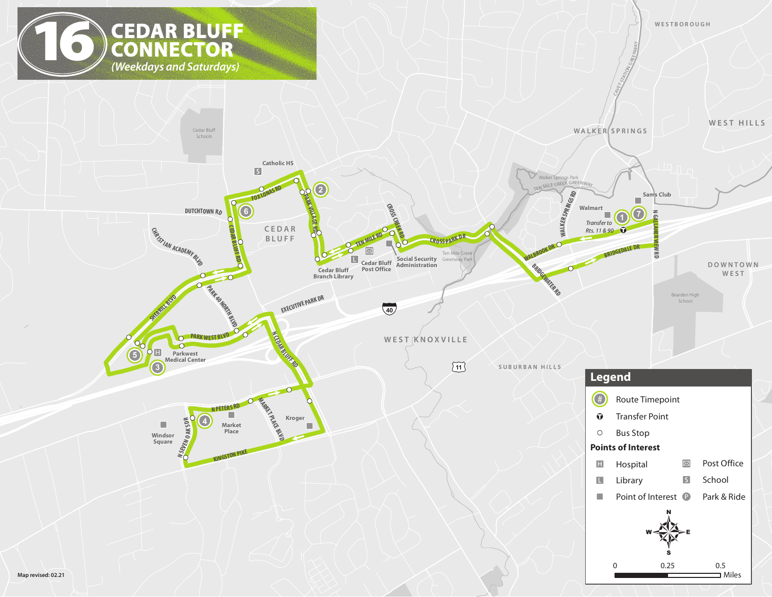# 16 CEDAR BLUFF CONNECTOR

*(Weekdays and Saturdays)*

## Legend

- Route Timepoint
- Transfer Point
- Bus Stop

**Points of Interest**

- Hospital
- Library
- Point of Interest
- Post Office
- School
- Park & Ride

0 — 0.25 — 0.5 Miles

Map revised: 02.21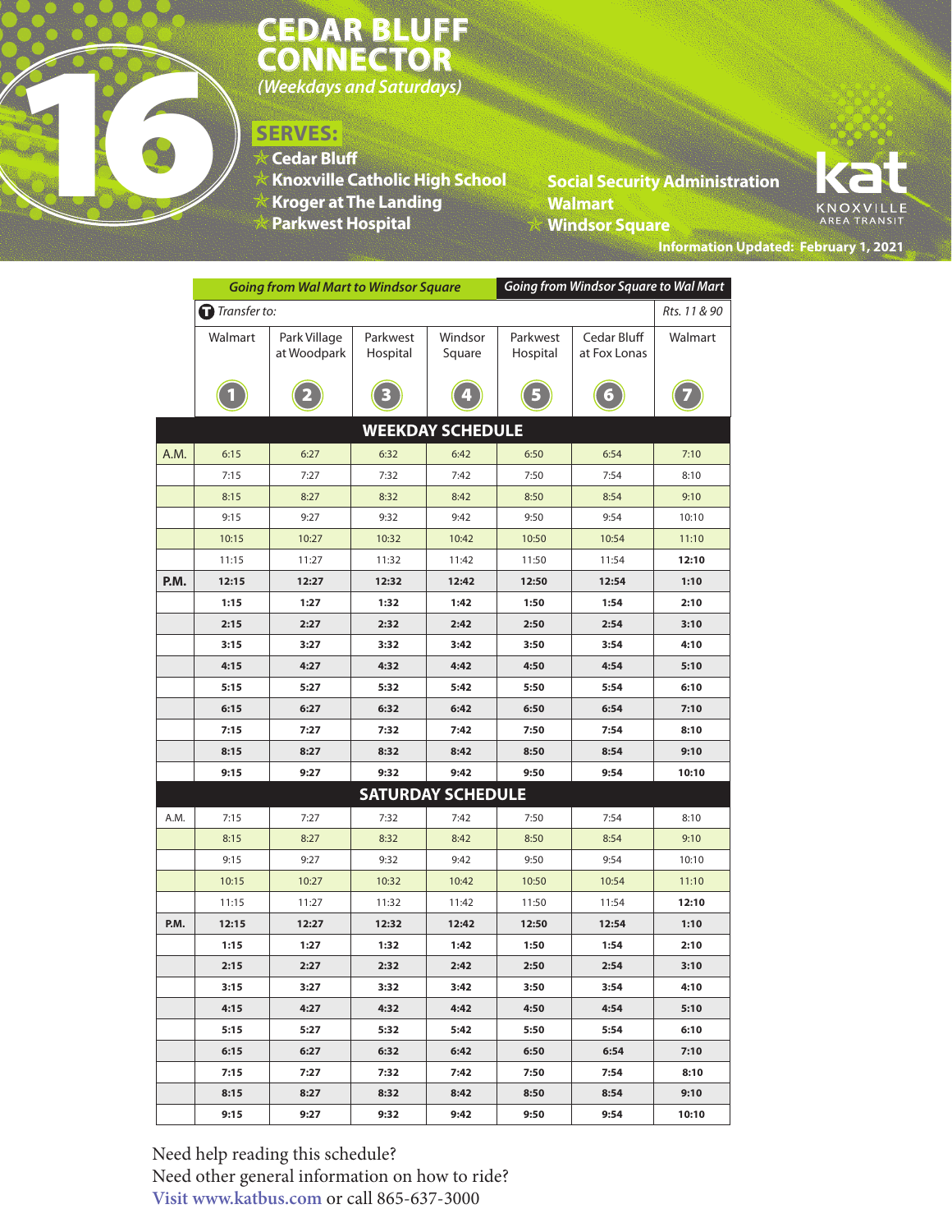# 16

# CEDAR BLUFF CONNECTOR

*(Weekdays and Saturdays)*

**SERVES:**

- Cedar Bluff
- Knoxville Catholic High School
- Kroger at The Landing
- Parkwest Hospital
- Social Security Administration
- Walmart
- Windsor Square

kat KNOXVILLE AREA TRANSIT

Information Updated: February 1, 2021

| | *Going from Wal Mart to Windsor Square* | | | | *Going from Windsor Square to Wal Mart* | | |
|---|---|---|---|---|---|---|---|
| | Transfer to: | | | | | | *Rts. 11 & 90* |
| | Walmart (1) | Park Village at Woodpark (2) | Parkwest Hospital (3) | Windsor Square (4) | Parkwest Hospital (5) | Cedar Bluff at Fox Lonas (6) | Walmart (7) |
| **WEEKDAY SCHEDULE** | | | | | | | |
| A.M. | 6:15 | 6:27 | 6:32 | 6:42 | 6:50 | 6:54 | 7:10 |
| | 7:15 | 7:27 | 7:32 | 7:42 | 7:50 | 7:54 | 8:10 |
| | 8:15 | 8:27 | 8:32 | 8:42 | 8:50 | 8:54 | 9:10 |
| | 9:15 | 9:27 | 9:32 | 9:42 | 9:50 | 9:54 | 10:10 |
| | 10:15 | 10:27 | 10:32 | 10:42 | 10:50 | 10:54 | 11:10 |
| | 11:15 | 11:27 | 11:32 | 11:42 | 11:50 | 11:54 | **12:10** |
| **P.M.** | **12:15** | **12:27** | **12:32** | **12:42** | **12:50** | **12:54** | **1:10** |
| | **1:15** | **1:27** | **1:32** | **1:42** | **1:50** | **1:54** | **2:10** |
| | **2:15** | **2:27** | **2:32** | **2:42** | **2:50** | **2:54** | **3:10** |
| | **3:15** | **3:27** | **3:32** | **3:42** | **3:50** | **3:54** | **4:10** |
| | **4:15** | **4:27** | **4:32** | **4:42** | **4:50** | **4:54** | **5:10** |
| | **5:15** | **5:27** | **5:32** | **5:42** | **5:50** | **5:54** | **6:10** |
| | **6:15** | **6:27** | **6:32** | **6:42** | **6:50** | **6:54** | **7:10** |
| | **7:15** | **7:27** | **7:32** | **7:42** | **7:50** | **7:54** | **8:10** |
| | **8:15** | **8:27** | **8:32** | **8:42** | **8:50** | **8:54** | **9:10** |
| | **9:15** | **9:27** | **9:32** | **9:42** | **9:50** | **9:54** | **10:10** |
| **SATURDAY SCHEDULE** | | | | | | | |
| A.M. | 7:15 | 7:27 | 7:32 | 7:42 | 7:50 | 7:54 | 8:10 |
| | 8:15 | 8:27 | 8:32 | 8:42 | 8:50 | 8:54 | 9:10 |
| | 9:15 | 9:27 | 9:32 | 9:42 | 9:50 | 9:54 | 10:10 |
| | 10:15 | 10:27 | 10:32 | 10:42 | 10:50 | 10:54 | 11:10 |
| | 11:15 | 11:27 | 11:32 | 11:42 | 11:50 | 11:54 | **12:10** |
| **P.M.** | **12:15** | **12:27** | **12:32** | **12:42** | **12:50** | **12:54** | **1:10** |
| | **1:15** | **1:27** | **1:32** | **1:42** | **1:50** | **1:54** | **2:10** |
| | **2:15** | **2:27** | **2:32** | **2:42** | **2:50** | **2:54** | **3:10** |
| | **3:15** | **3:27** | **3:32** | **3:42** | **3:50** | **3:54** | **4:10** |
| | **4:15** | **4:27** | **4:32** | **4:42** | **4:50** | **4:54** | **5:10** |
| | **5:15** | **5:27** | **5:32** | **5:42** | **5:50** | **5:54** | **6:10** |
| | **6:15** | **6:27** | **6:32** | **6:42** | **6:50** | **6:54** | **7:10** |
| | **7:15** | **7:27** | **7:32** | **7:42** | **7:50** | **7:54** | **8:10** |
| | **8:15** | **8:27** | **8:32** | **8:42** | **8:50** | **8:54** | **9:10** |
| | **9:15** | **9:27** | **9:32** | **9:42** | **9:50** | **9:54** | **10:10** |

Need help reading this schedule?
Need other general information on how to ride?
Visit www.katbus.com or call 865-637-3000